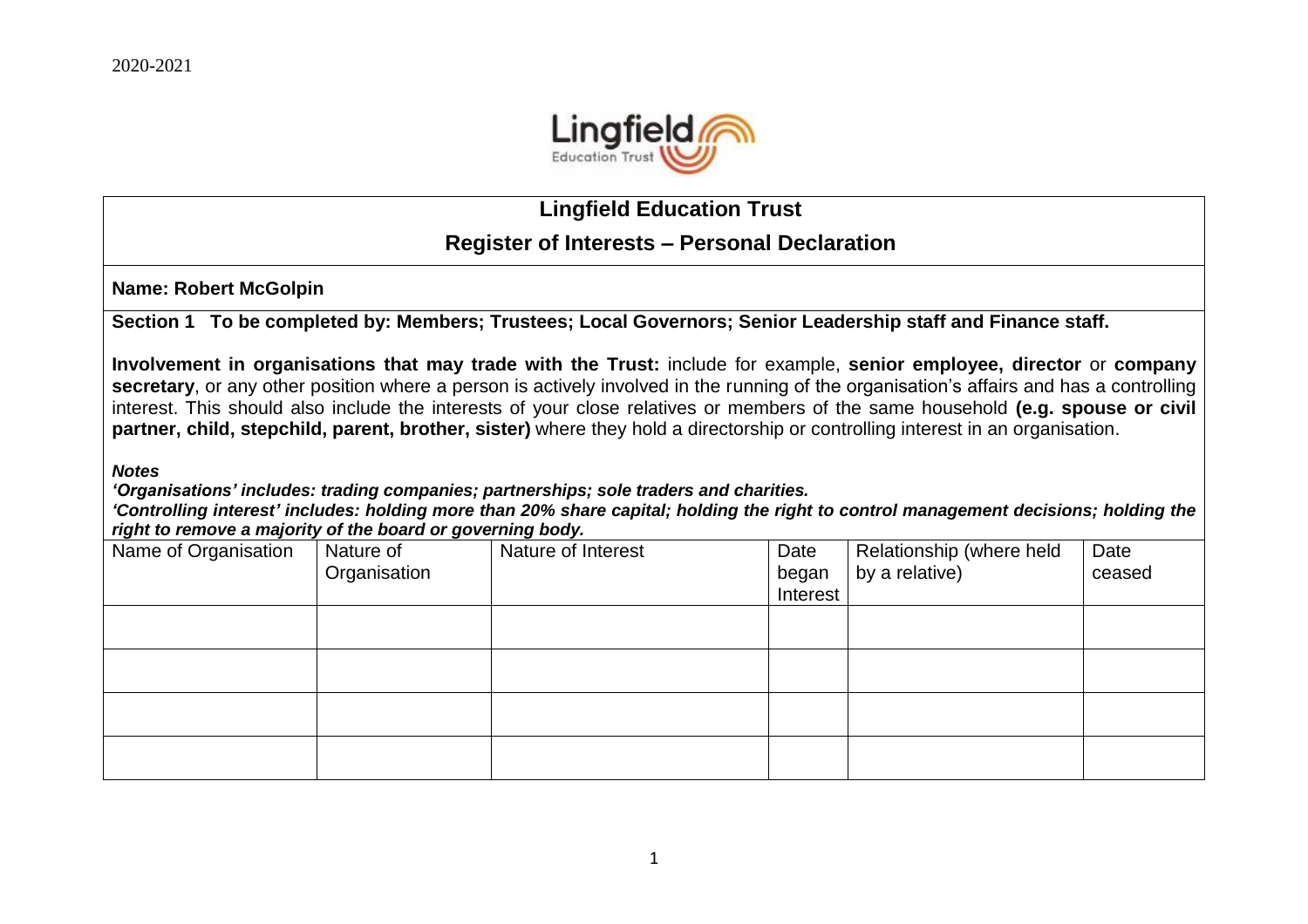2020-2021

# Lingfield Education Trust

## Register of Interests – Personal Declaration

**Name: Robert McGolpin**

**Section 1 To be completed by: Members; Trustees; Local Governors; Senior Leadership staff and Finance staff.**

**Involvement in organisations that may trade with the Trust:** include for example, **senior employee, director** or **company secretary**, or any other position where a person is actively involved in the running of the organisation's affairs and has a controlling interest. This should also include the interests of your close relatives or members of the same household **(e.g. spouse or civil partner, child, stepchild, parent, brother, sister)** where they hold a directorship or controlling interest in an organisation.

***Notes***

***'Organisations' includes: trading companies; partnerships; sole traders and charities.***

***'Controlling interest' includes: holding more than 20% share capital; holding the right to control management decisions; holding the right to remove a majority of the board or governing body.***

| Name of Organisation | Nature of Organisation | Nature of Interest | Date began Interest | Relationship (where held by a relative) | Date ceased |
|---|---|---|---|---|---|
| | | | | | |
| | | | | | |
| | | | | | |
| | | | | | |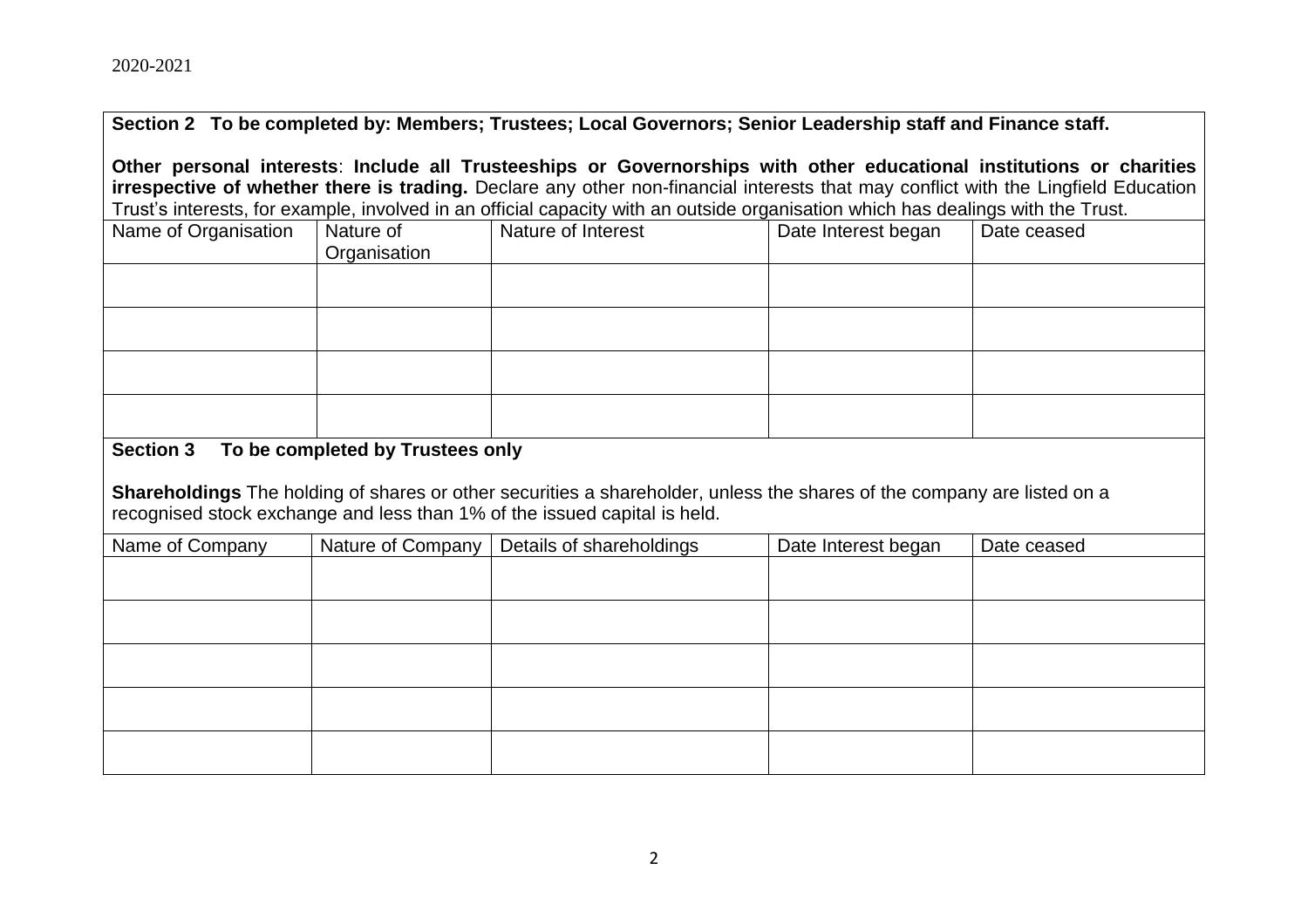**Section 2 To be completed by: Members; Trustees; Local Governors; Senior Leadership staff and Finance staff.**

**Other personal interests**: **Include all Trusteeships or Governorships with other educational institutions or charities irrespective of whether there is trading.** Declare any other non-financial interests that may conflict with the Lingfield Education Trust's interests, for example, involved in an official capacity with an outside organisation which has dealings with the Trust.

| Name of Organisation | Nature of Organisation | Nature of Interest | Date Interest began | Date ceased |
|---|---|---|---|---|
| | | | | |
| | | | | |
| | | | | |
| | | | | |

**Section 3 To be completed by Trustees only**

**Shareholdings** The holding of shares or other securities a shareholder, unless the shares of the company are listed on a recognised stock exchange and less than 1% of the issued capital is held.

| Name of Company | Nature of Company | Details of shareholdings | Date Interest began | Date ceased |
|---|---|---|---|---|
| | | | | |
| | | | | |
| | | | | |
| | | | | |
| | | | | |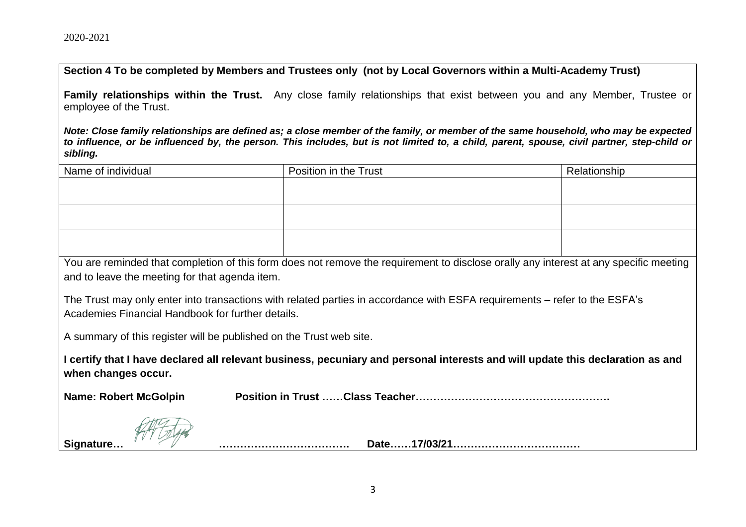**Section 4 To be completed by Members and Trustees only (not by Local Governors within a Multi-Academy Trust)**

**Family relationships within the Trust.** Any close family relationships that exist between you and any Member, Trustee or employee of the Trust.

***Note: Close family relationships are defined as; a close member of the family, or member of the same household, who may be expected to influence, or be influenced by, the person. This includes, but is not limited to, a child, parent, spouse, civil partner, step-child or sibling.***

| Name of individual | Position in the Trust | Relationship |
| --- | --- | --- |
| | | |
| | | |
| | | |

You are reminded that completion of this form does not remove the requirement to disclose orally any interest at any specific meeting and to leave the meeting for that agenda item.

The Trust may only enter into transactions with related parties in accordance with ESFA requirements – refer to the ESFA's Academies Financial Handbook for further details.

A summary of this register will be published on the Trust web site.

**I certify that I have declared all relevant business, pecuniary and personal interests and will update this declaration as and when changes occur.**

**Name: Robert McGolpin** **Position in Trust ……Class Teacher……………………………………………….**

**Signature… ………………………………. Date……17/03/21………………………………**